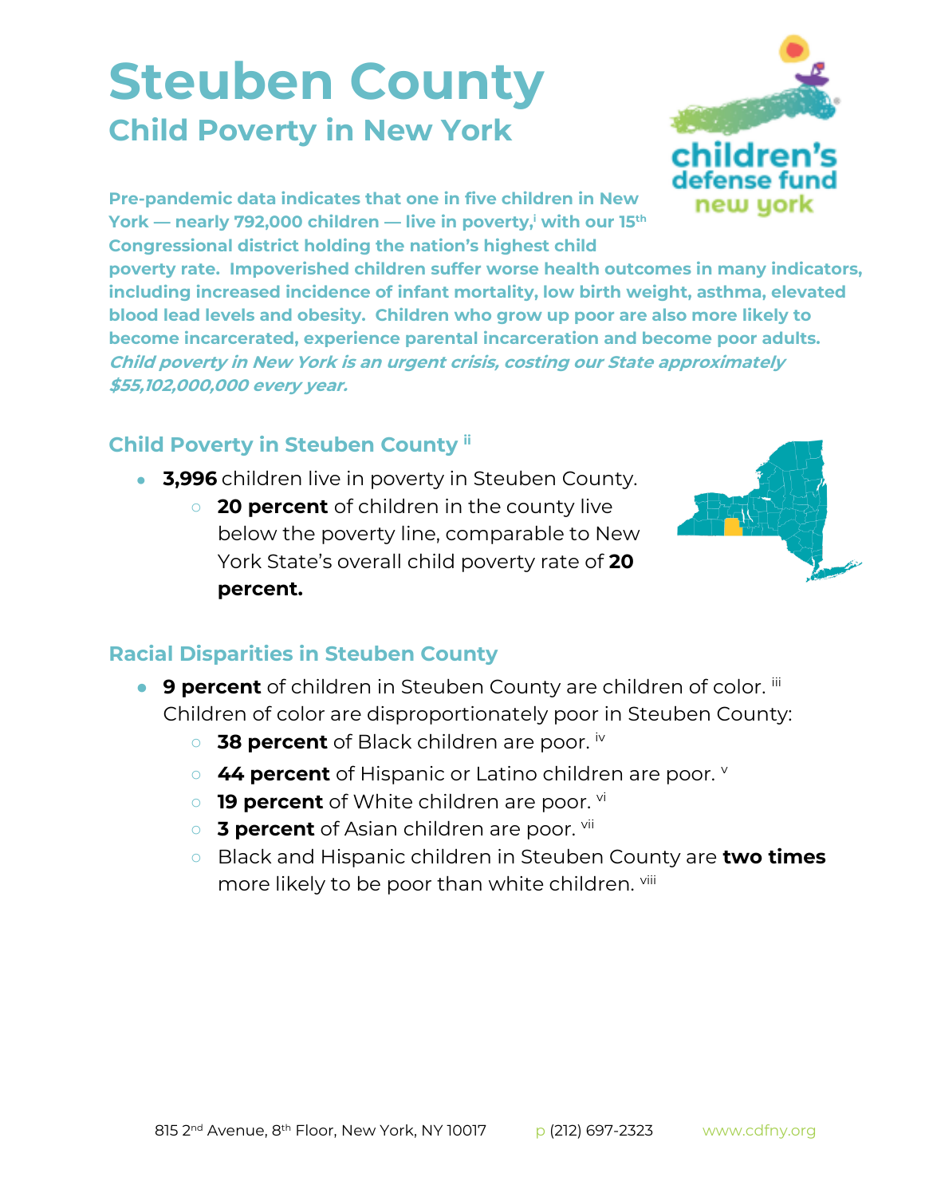# Steuben County

## Child Poverty in New York

**Pre-pandemic data indicates that one in five children in New York — nearly 792,000 children — live in poverty,[i] with our 15th Congressional district holding the nation's highest child poverty rate. Impoverished children suffer worse health outcomes in many indicators, including increased incidence of infant mortality, low birth weight, asthma, elevated blood lead levels and obesity. Children who grow up poor are also more likely to become incarcerated, experience parental incarceration and become poor adults.** ***Child poverty in New York is an urgent crisis, costing our State approximately $55,102,000,000 every year.***

### Child Poverty in Steuben County [ii]

- **3,996** children live in poverty in Steuben County.
  - **20 percent** of children in the county live below the poverty line, comparable to New York State's overall child poverty rate of **20 percent.**

### Racial Disparities in Steuben County

- **9 percent** of children in Steuben County are children of color. [iii] Children of color are disproportionately poor in Steuben County:
  - **38 percent** of Black children are poor. [iv]
  - **44 percent** of Hispanic or Latino children are poor. [v]
  - **19 percent** of White children are poor. [vi]
  - **3 percent** of Asian children are poor. [vii]
  - Black and Hispanic children in Steuben County are **two times** more likely to be poor than white children. [viii]

815 2nd Avenue, 8th Floor, New York, NY 10017 p (212) 697-2323 www.cdfny.org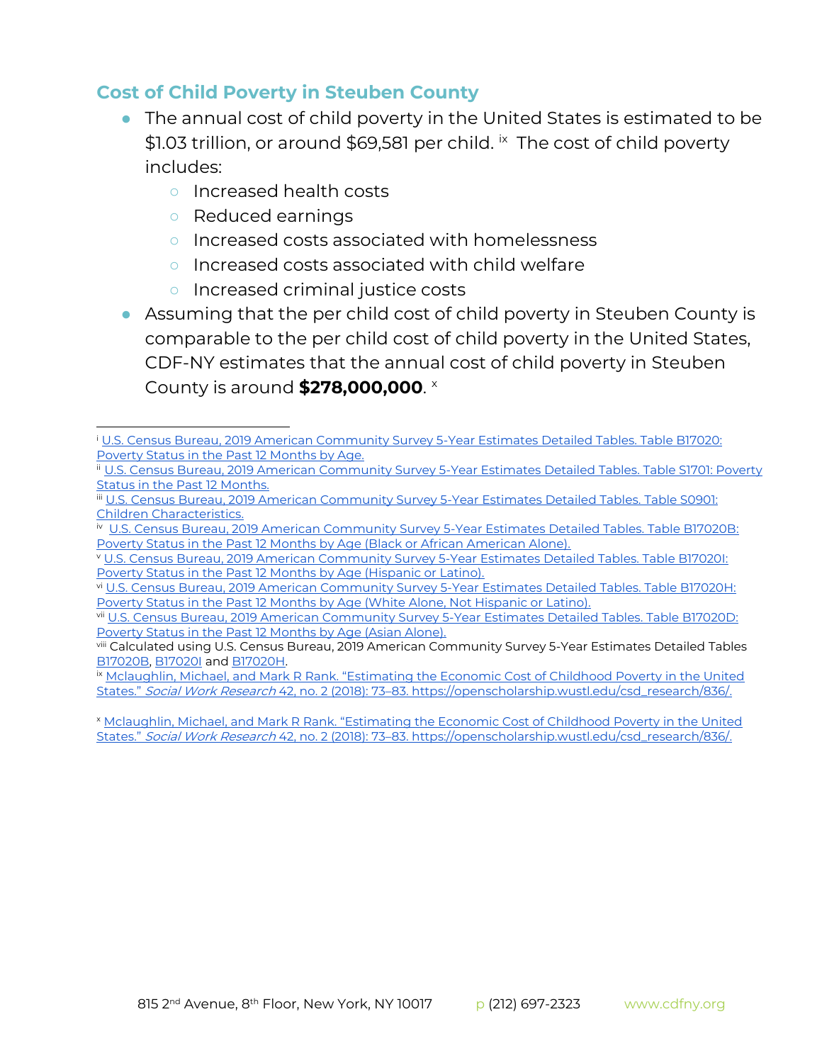## Cost of Child Poverty in Steuben County

- The annual cost of child poverty in the United States is estimated to be $1.03 trillion, or around $69,581 per child. [ix] The cost of child poverty includes:
  - Increased health costs
  - Reduced earnings
  - Increased costs associated with homelessness
  - Increased costs associated with child welfare
  - Increased criminal justice costs
- Assuming that the per child cost of child poverty in Steuben County is comparable to the per child cost of child poverty in the United States, CDF-NY estimates that the annual cost of child poverty in Steuben County is around **$278,000,000**. [x]

---

[i] U.S. Census Bureau, 2019 American Community Survey 5-Year Estimates Detailed Tables. Table B17020: Poverty Status in the Past 12 Months by Age.

[ii] U.S. Census Bureau, 2019 American Community Survey 5-Year Estimates Detailed Tables. Table S1701: Poverty Status in the Past 12 Months.

[iii] U.S. Census Bureau, 2019 American Community Survey 5-Year Estimates Detailed Tables. Table S0901: Children Characteristics.

[iv] U.S. Census Bureau, 2019 American Community Survey 5-Year Estimates Detailed Tables. Table B17020B: Poverty Status in the Past 12 Months by Age (Black or African American Alone).

[v] U.S. Census Bureau, 2019 American Community Survey 5-Year Estimates Detailed Tables. Table B17020I: Poverty Status in the Past 12 Months by Age (Hispanic or Latino).

[vi] U.S. Census Bureau, 2019 American Community Survey 5-Year Estimates Detailed Tables. Table B17020H: Poverty Status in the Past 12 Months by Age (White Alone, Not Hispanic or Latino).

[vii] U.S. Census Bureau, 2019 American Community Survey 5-Year Estimates Detailed Tables. Table B17020D: Poverty Status in the Past 12 Months by Age (Asian Alone).

[viii] Calculated using U.S. Census Bureau, 2019 American Community Survey 5-Year Estimates Detailed Tables B17020B, B17020I and B17020H.

[ix] Mclaughlin, Michael, and Mark R Rank. "Estimating the Economic Cost of Childhood Poverty in the United States." *Social Work Research* 42, no. 2 (2018): 73–83. https://openscholarship.wustl.edu/csd_research/836/.

[x] Mclaughlin, Michael, and Mark R Rank. "Estimating the Economic Cost of Childhood Poverty in the United States." *Social Work Research* 42, no. 2 (2018): 73–83. https://openscholarship.wustl.edu/csd_research/836/.